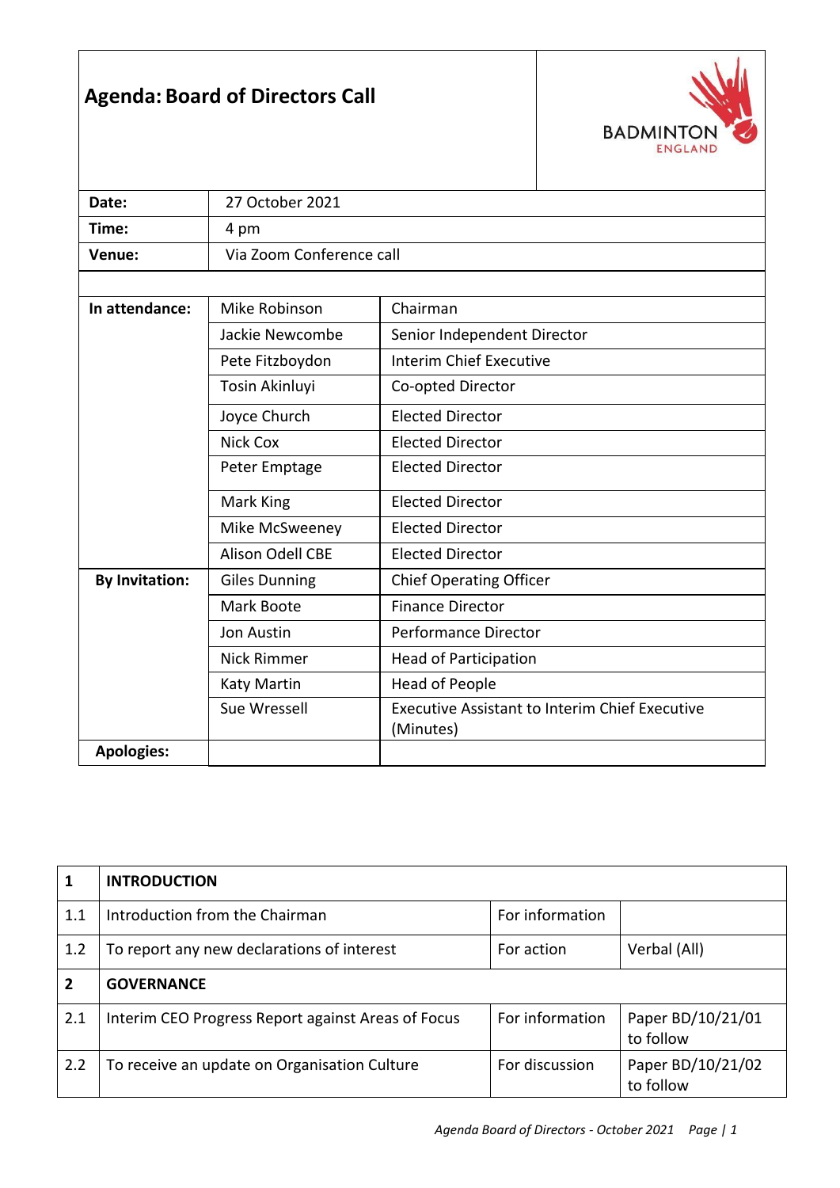# Agenda: Board of Directors Call

BADMINTON ENGLAND

| | |
|---|---|
| **Date:** | 27 October 2021 |
| **Time:** | 4 pm |
| **Venue:** | Via Zoom Conference call |

| | | |
|---|---|---|
| **In attendance:** | Mike Robinson | Chairman |
| | Jackie Newcombe | Senior Independent Director |
| | Pete Fitzboydon | Interim Chief Executive |
| | Tosin Akinluyi | Co-opted Director |
| | Joyce Church | Elected Director |
| | Nick Cox | Elected Director |
| | Peter Emptage | Elected Director |
| | Mark King | Elected Director |
| | Mike McSweeney | Elected Director |
| | Alison Odell CBE | Elected Director |
| **By Invitation:** | Giles Dunning | Chief Operating Officer |
| | Mark Boote | Finance Director |
| | Jon Austin | Performance Director |
| | Nick Rimmer | Head of Participation |
| | Katy Martin | Head of People |
| | Sue Wressell | Executive Assistant to Interim Chief Executive (Minutes) |
| **Apologies:** | | |

| | | | |
|---|---|---|---|
| **1** | **INTRODUCTION** | | |
| 1.1 | Introduction from the Chairman | For information | |
| 1.2 | To report any new declarations of interest | For action | Verbal (All) |
| **2** | **GOVERNANCE** | | |
| 2.1 | Interim CEO Progress Report against Areas of Focus | For information | Paper BD/10/21/01 to follow |
| 2.2 | To receive an update on Organisation Culture | For discussion | Paper BD/10/21/02 to follow |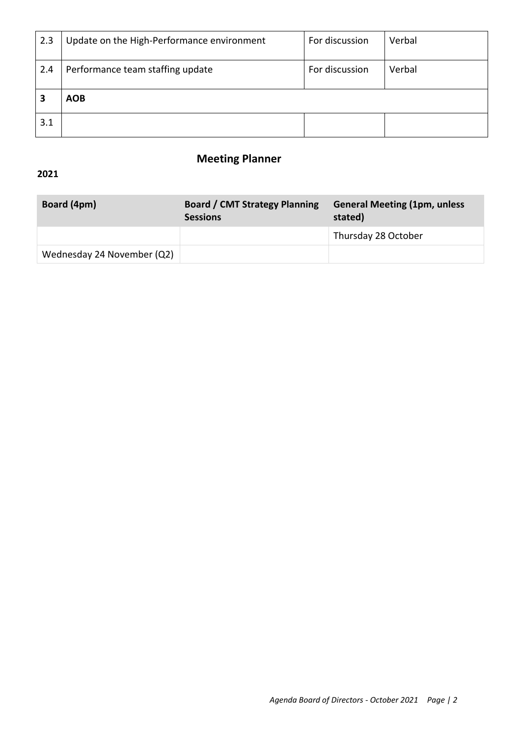| | | | |
|---|---|---|---|
| 2.3 | Update on the High-Performance environment | For discussion | Verbal |
| 2.4 | Performance team staffing update | For discussion | Verbal |
| **3** | **AOB** | | |
| 3.1 | | | |

## Meeting Planner

**2021**

| Board (4pm) | Board / CMT Strategy Planning Sessions | General Meeting (1pm, unless stated) |
|---|---|---|
| | | Thursday 28 October |
| Wednesday 24 November (Q2) | | |